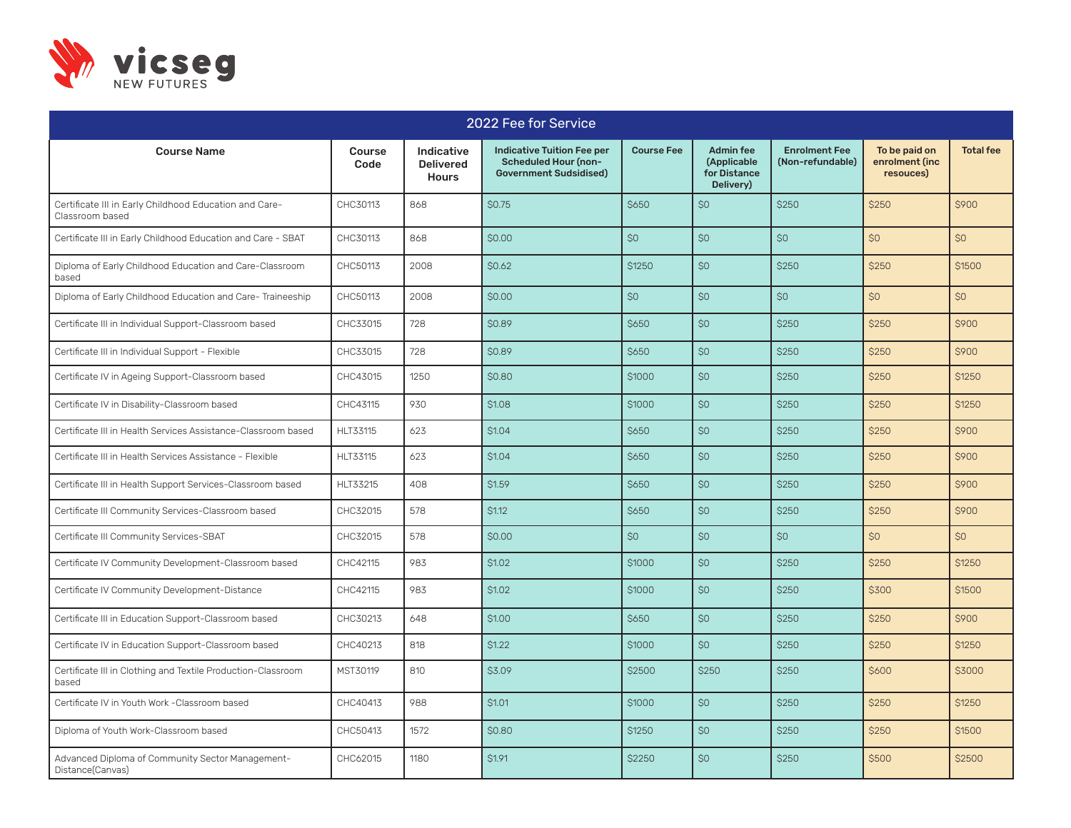# vicseg NEW FUTURES

| 2022 Fee for Service | | | | | | | | |
|---|---|---|---|---|---|---|---|---|
| **Course Name** | **Course Code** | **Indicative Delivered Hours** | **Indicative Tuition Fee per Scheduled Hour (non-Government Sudsidised)** | **Course Fee** | **Admin fee (Applicable for Distance Delivery)** | **Enrolment Fee (Non-refundable)** | **To be paid on enrolment (inc resouces)** | **Total fee** |
| Certificate III in Early Childhood Education and Care-Classroom based | CHC30113 | 868 | $0.75 | $650 | $0 | $250 | $250 | $900 |
| Certificate III in Early Childhood Education and Care - SBAT | CHC30113 | 868 | $0.00 | $0 | $0 | $0 | $0 | $0 |
| Diploma of Early Childhood Education and Care-Classroom based | CHC50113 | 2008 | $0.62 | $1250 | $0 | $250 | $250 | $1500 |
| Diploma of Early Childhood Education and Care- Traineeship | CHC50113 | 2008 | $0.00 | $0 | $0 | $0 | $0 | $0 |
| Certificate III in Individual Support-Classroom based | CHC33015 | 728 | $0.89 | $650 | $0 | $250 | $250 | $900 |
| Certificate III in Individual Support - Flexible | CHC33015 | 728 | $0.89 | $650 | $0 | $250 | $250 | $900 |
| Certificate IV in Ageing Support-Classroom based | CHC43015 | 1250 | $0.80 | $1000 | $0 | $250 | $250 | $1250 |
| Certificate IV in Disability-Classroom based | CHC43115 | 930 | $1.08 | $1000 | $0 | $250 | $250 | $1250 |
| Certificate III in Health Services Assistance-Classroom based | HLT33115 | 623 | $1.04 | $650 | $0 | $250 | $250 | $900 |
| Certificate III in Health Services Assistance - Flexible | HLT33115 | 623 | $1.04 | $650 | $0 | $250 | $250 | $900 |
| Certificate III in Health Support Services-Classroom based | HLT33215 | 408 | $1.59 | $650 | $0 | $250 | $250 | $900 |
| Certificate III Community Services-Classroom based | CHC32015 | 578 | $1.12 | $650 | $0 | $250 | $250 | $900 |
| Certificate III Community Services-SBAT | CHC32015 | 578 | $0.00 | $0 | $0 | $0 | $0 | $0 |
| Certificate IV Community Development-Classroom based | CHC42115 | 983 | $1.02 | $1000 | $0 | $250 | $250 | $1250 |
| Certificate IV Community Development-Distance | CHC42115 | 983 | $1.02 | $1000 | $0 | $250 | $300 | $1500 |
| Certificate III in Education Support-Classroom based | CHC30213 | 648 | $1.00 | $650 | $0 | $250 | $250 | $900 |
| Certificate IV in Education Support-Classroom based | CHC40213 | 818 | $1.22 | $1000 | $0 | $250 | $250 | $1250 |
| Certificate III in Clothing and Textile Production-Classroom based | MST30119 | 810 | $3.09 | $2500 | $250 | $250 | $600 | $3000 |
| Certificate IV in Youth Work -Classroom based | CHC40413 | 988 | $1.01 | $1000 | $0 | $250 | $250 | $1250 |
| Diploma of Youth Work-Classroom based | CHC50413 | 1572 | $0.80 | $1250 | $0 | $250 | $250 | $1500 |
| Advanced Diploma of Community Sector Management-Distance(Canvas) | CHC62015 | 1180 | $1.91 | $2250 | $0 | $250 | $500 | $2500 |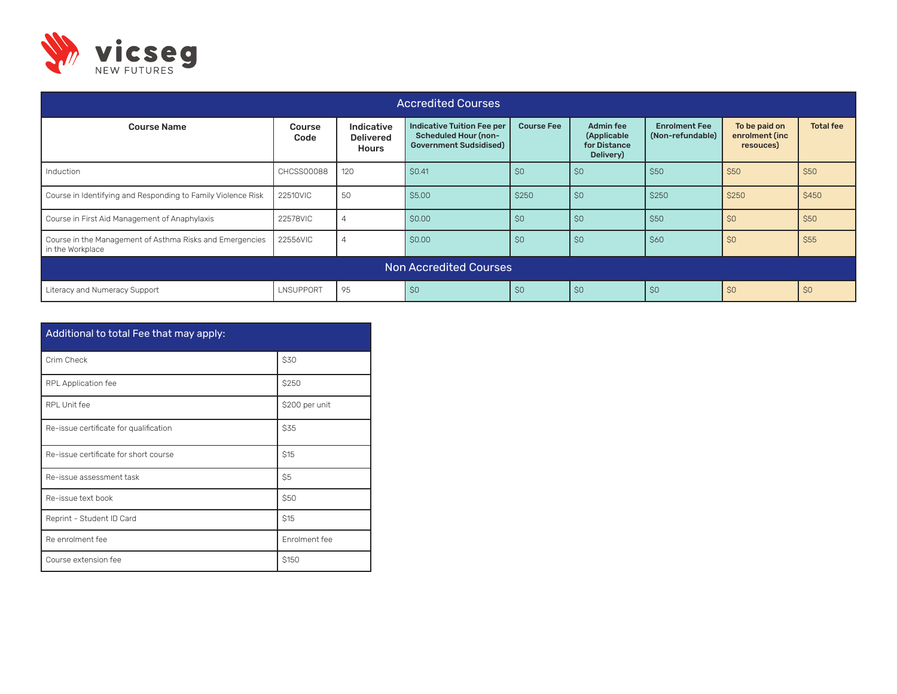| Accredited Courses | | | | | | | | | |
|---|---|---|---|---|---|---|---|---|---|
| **Course Name** | **Course Code** | **Indicative Delivered Hours** | **Indicative Tuition Fee per Scheduled Hour (non-Government Sudsidised)** | **Course Fee** | **Admin fee (Applicable for Distance Delivery)** | **Enrolment Fee (Non-refundable)** | **To be paid on enrolment (inc resouces)** | **Total fee** |
| Induction | CHCSS00088 | 120 | $0.41 | $0 | $0 | $50 | $50 | $50 |
| Course in Identifying and Responding to Family Violence Risk | 22510VIC | 50 | $5.00 | $250 | $0 | $250 | $250 | $450 |
| Course in First Aid Management of Anaphylaxis | 22578VIC | 4 | $0.00 | $0 | $0 | $50 | $0 | $50 |
| Course in the Management of Asthma Risks and Emergencies in the Workplace | 22556VIC | 4 | $0.00 | $0 | $0 | $60 | $0 | $55 |
| **Non Accredited Courses** | | | | | | | | |
| Literacy and Numeracy Support | LNSUPPORT | 95 | $0 | $0 | $0 | $0 | $0 | $0 |

| Additional to total Fee that may apply: | |
|---|---|
| Crim Check | $30 |
| RPL Application fee | $250 |
| RPL Unit fee | $200 per unit |
| Re-issue certificate for qualification | $35 |
| Re-issue certificate for short course | $15 |
| Re-issue assessment task | $5 |
| Re-issue text book | $50 |
| Reprint - Student ID Card | $15 |
| Re enrolment fee | Enrolment fee |
| Course extension fee | $150 |